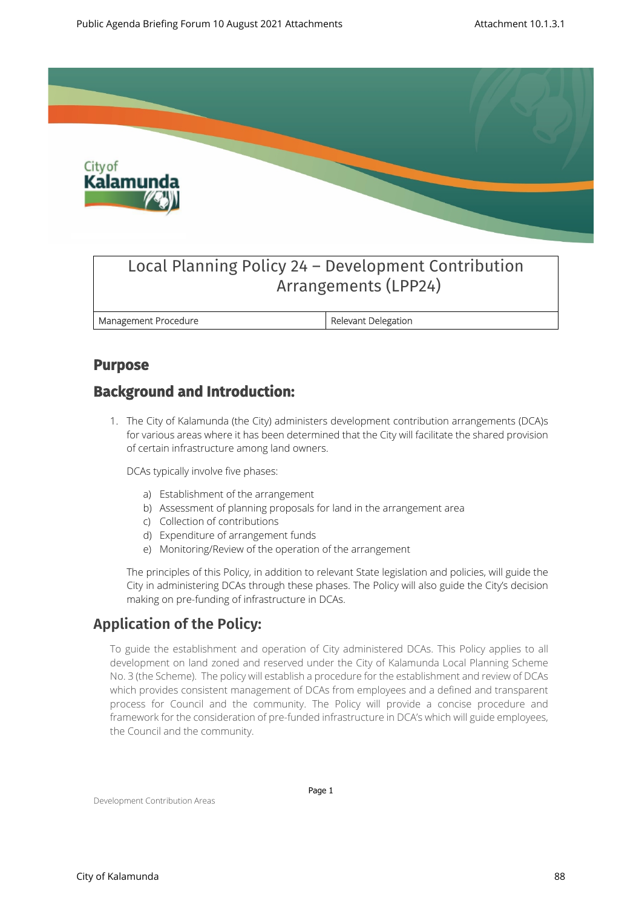# Local Planning Policy 24 – Development Contribution Arrangements (LPP24)

| Management Procedure | Relevant Delegation |
| --- | --- |

## Purpose

## Background and Introduction:

1. The City of Kalamunda (the City) administers development contribution arrangements (DCA)s for various areas where it has been determined that the City will facilitate the shared provision of certain infrastructure among land owners.

   DCAs typically involve five phases:

   a) Establishment of the arrangement
   b) Assessment of planning proposals for land in the arrangement area
   c) Collection of contributions
   d) Expenditure of arrangement funds
   e) Monitoring/Review of the operation of the arrangement

   The principles of this Policy, in addition to relevant State legislation and policies, will guide the City in administering DCAs through these phases. The Policy will also guide the City's decision making on pre-funding of infrastructure in DCAs.

## Application of the Policy:

To guide the establishment and operation of City administered DCAs. This Policy applies to all development on land zoned and reserved under the City of Kalamunda Local Planning Scheme No. 3 (the Scheme). The policy will establish a procedure for the establishment and review of DCAs which provides consistent management of DCAs from employees and a defined and transparent process for Council and the community. The Policy will provide a concise procedure and framework for the consideration of pre-funded infrastructure in DCA's which will guide employees, the Council and the community.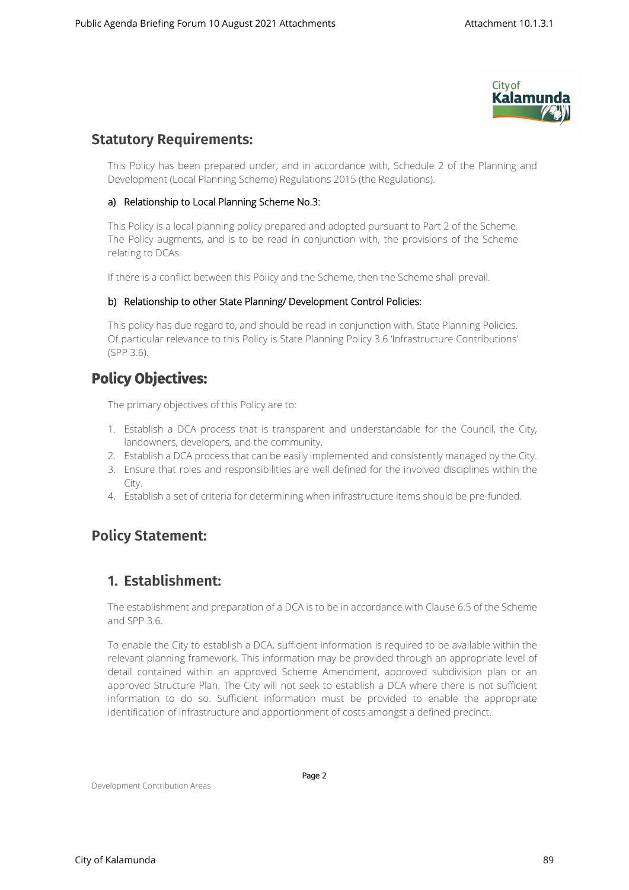## Statutory Requirements:

This Policy has been prepared under, and in accordance with, Schedule 2 of the Planning and Development (Local Planning Scheme) Regulations 2015 (the Regulations).

### a) Relationship to Local Planning Scheme No.3:

This Policy is a local planning policy prepared and adopted pursuant to Part 2 of the Scheme. The Policy augments, and is to be read in conjunction with, the provisions of the Scheme relating to DCAs.

If there is a conflict between this Policy and the Scheme, then the Scheme shall prevail.

### b) Relationship to other State Planning/ Development Control Policies:

This policy has due regard to, and should be read in conjunction with, State Planning Policies. Of particular relevance to this Policy is State Planning Policy 3.6 'Infrastructure Contributions' (SPP 3.6).

## Policy Objectives:

The primary objectives of this Policy are to:

1. Establish a DCA process that is transparent and understandable for the Council, the City, landowners, developers, and the community.
2. Establish a DCA process that can be easily implemented and consistently managed by the City.
3. Ensure that roles and responsibilities are well defined for the involved disciplines within the City.
4. Establish a set of criteria for determining when infrastructure items should be pre-funded.

## Policy Statement:

## 1. Establishment:

The establishment and preparation of a DCA is to be in accordance with Clause 6.5 of the Scheme and SPP 3.6.

To enable the City to establish a DCA, sufficient information is required to be available within the relevant planning framework. This information may be provided through an appropriate level of detail contained within an approved Scheme Amendment, approved subdivision plan or an approved Structure Plan. The City will not seek to establish a DCA where there is not sufficient information to do so. Sufficient information must be provided to enable the appropriate identification of infrastructure and apportionment of costs amongst a defined precinct.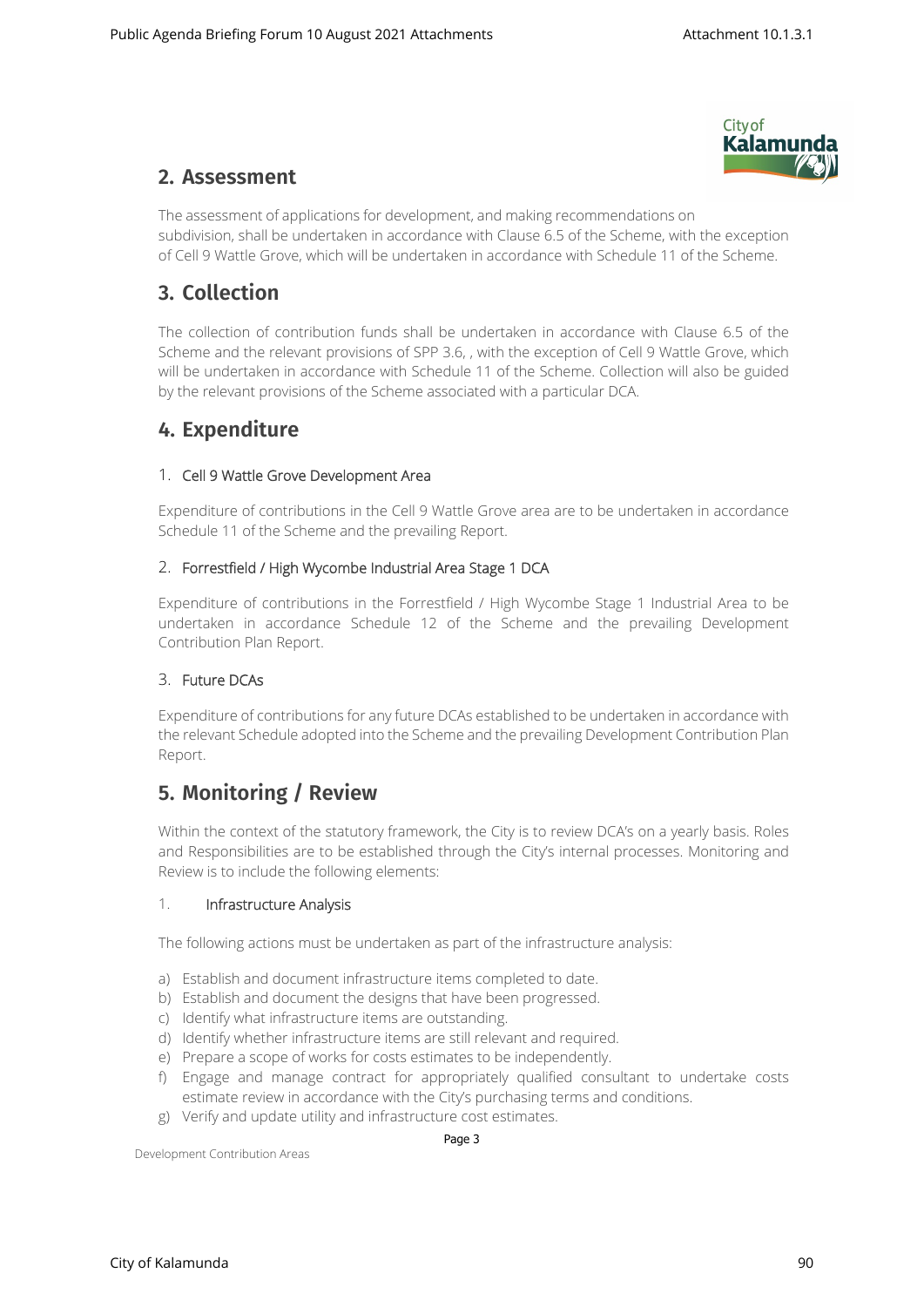## 2. Assessment

The assessment of applications for development, and making recommendations on subdivision, shall be undertaken in accordance with Clause 6.5 of the Scheme, with the exception of Cell 9 Wattle Grove, which will be undertaken in accordance with Schedule 11 of the Scheme.

## 3. Collection

The collection of contribution funds shall be undertaken in accordance with Clause 6.5 of the Scheme and the relevant provisions of SPP 3.6, , with the exception of Cell 9 Wattle Grove, which will be undertaken in accordance with Schedule 11 of the Scheme. Collection will also be guided by the relevant provisions of the Scheme associated with a particular DCA.

## 4. Expenditure

### 1. Cell 9 Wattle Grove Development Area

Expenditure of contributions in the Cell 9 Wattle Grove area are to be undertaken in accordance Schedule 11 of the Scheme and the prevailing Report.

### 2. Forrestfield / High Wycombe Industrial Area Stage 1 DCA

Expenditure of contributions in the Forrestfield / High Wycombe Stage 1 Industrial Area to be undertaken in accordance Schedule 12 of the Scheme and the prevailing Development Contribution Plan Report.

### 3. Future DCAs

Expenditure of contributions for any future DCAs established to be undertaken in accordance with the relevant Schedule adopted into the Scheme and the prevailing Development Contribution Plan Report.

## 5. Monitoring / Review

Within the context of the statutory framework, the City is to review DCA's on a yearly basis. Roles and Responsibilities are to be established through the City's internal processes. Monitoring and Review is to include the following elements:

### 1. Infrastructure Analysis

The following actions must be undertaken as part of the infrastructure analysis:

a) Establish and document infrastructure items completed to date.
b) Establish and document the designs that have been progressed.
c) Identify what infrastructure items are outstanding.
d) Identify whether infrastructure items are still relevant and required.
e) Prepare a scope of works for costs estimates to be independently.
f) Engage and manage contract for appropriately qualified consultant to undertake costs estimate review in accordance with the City's purchasing terms and conditions.
g) Verify and update utility and infrastructure cost estimates.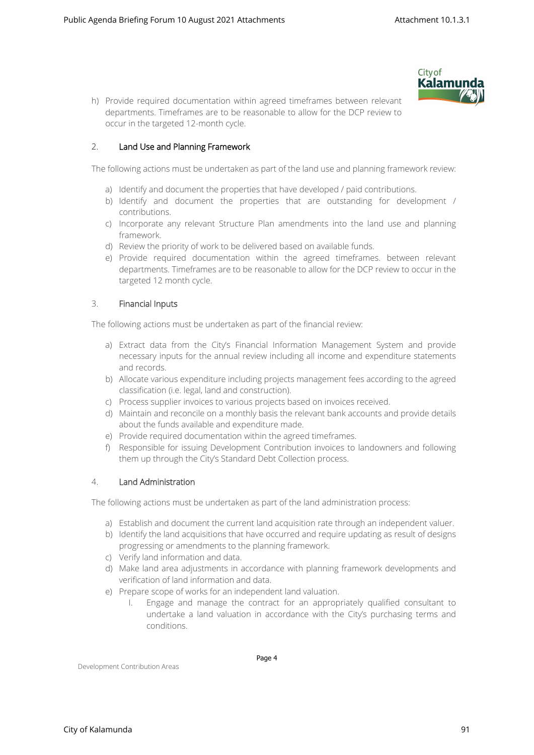h) Provide required documentation within agreed timeframes between relevant departments. Timeframes are to be reasonable to allow for the DCP review to occur in the targeted 12-month cycle.

## 2. Land Use and Planning Framework

The following actions must be undertaken as part of the land use and planning framework review:

a) Identify and document the properties that have developed / paid contributions.
b) Identify and document the properties that are outstanding for development / contributions.
c) Incorporate any relevant Structure Plan amendments into the land use and planning framework.
d) Review the priority of work to be delivered based on available funds.
e) Provide required documentation within the agreed timeframes. between relevant departments. Timeframes are to be reasonable to allow for the DCP review to occur in the targeted 12 month cycle.

## 3. Financial Inputs

The following actions must be undertaken as part of the financial review:

a) Extract data from the City's Financial Information Management System and provide necessary inputs for the annual review including all income and expenditure statements and records.
b) Allocate various expenditure including projects management fees according to the agreed classification (i.e. legal, land and construction).
c) Process supplier invoices to various projects based on invoices received.
d) Maintain and reconcile on a monthly basis the relevant bank accounts and provide details about the funds available and expenditure made.
e) Provide required documentation within the agreed timeframes.
f) Responsible for issuing Development Contribution invoices to landowners and following them up through the City's Standard Debt Collection process.

## 4. Land Administration

The following actions must be undertaken as part of the land administration process:

a) Establish and document the current land acquisition rate through an independent valuer.
b) Identify the land acquisitions that have occurred and require updating as result of designs progressing or amendments to the planning framework.
c) Verify land information and data.
d) Make land area adjustments in accordance with planning framework developments and verification of land information and data.
e) Prepare scope of works for an independent land valuation.
   I. Engage and manage the contract for an appropriately qualified consultant to undertake a land valuation in accordance with the City's purchasing terms and conditions.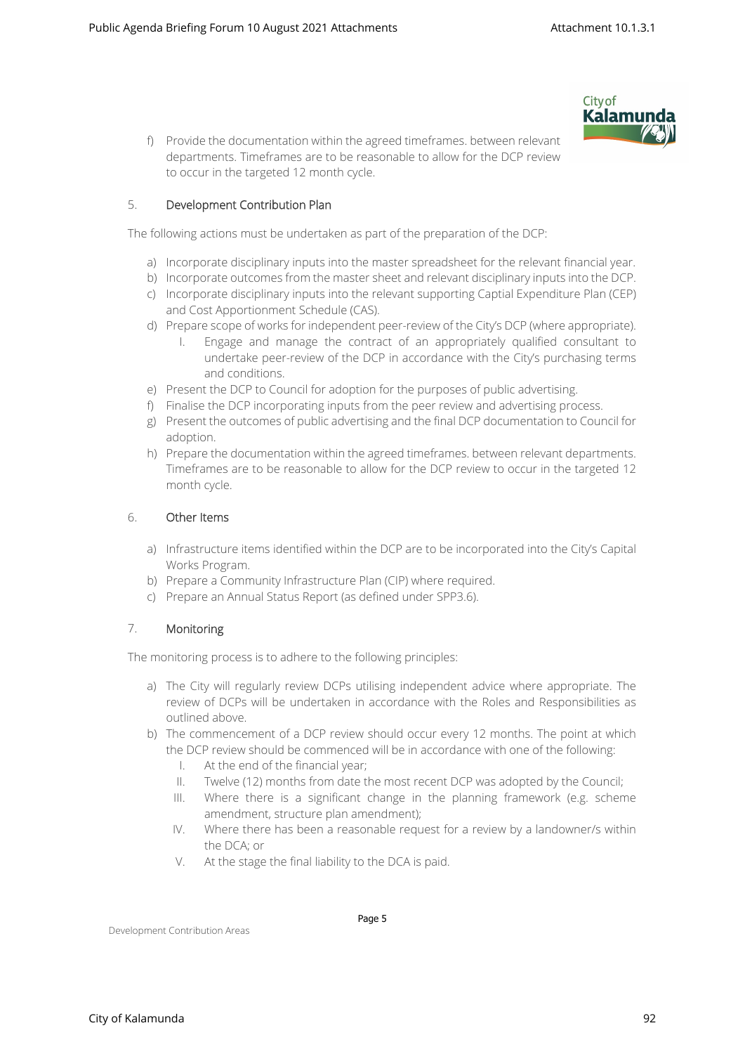f) Provide the documentation within the agreed timeframes. between relevant departments. Timeframes are to be reasonable to allow for the DCP review to occur in the targeted 12 month cycle.

## 5. Development Contribution Plan

The following actions must be undertaken as part of the preparation of the DCP:

a) Incorporate disciplinary inputs into the master spreadsheet for the relevant financial year.
b) Incorporate outcomes from the master sheet and relevant disciplinary inputs into the DCP.
c) Incorporate disciplinary inputs into the relevant supporting Captial Expenditure Plan (CEP) and Cost Apportionment Schedule (CAS).
d) Prepare scope of works for independent peer-review of the City's DCP (where appropriate).
   I. Engage and manage the contract of an appropriately qualified consultant to undertake peer-review of the DCP in accordance with the City's purchasing terms and conditions.
e) Present the DCP to Council for adoption for the purposes of public advertising.
f) Finalise the DCP incorporating inputs from the peer review and advertising process.
g) Present the outcomes of public advertising and the final DCP documentation to Council for adoption.
h) Prepare the documentation within the agreed timeframes. between relevant departments. Timeframes are to be reasonable to allow for the DCP review to occur in the targeted 12 month cycle.

## 6. Other Items

a) Infrastructure items identified within the DCP are to be incorporated into the City's Capital Works Program.
b) Prepare a Community Infrastructure Plan (CIP) where required.
c) Prepare an Annual Status Report (as defined under SPP3.6).

## 7. Monitoring

The monitoring process is to adhere to the following principles:

a) The City will regularly review DCPs utilising independent advice where appropriate. The review of DCPs will be undertaken in accordance with the Roles and Responsibilities as outlined above.
b) The commencement of a DCP review should occur every 12 months. The point at which the DCP review should be commenced will be in accordance with one of the following:
   I. At the end of the financial year;
   II. Twelve (12) months from date the most recent DCP was adopted by the Council;
   III. Where there is a significant change in the planning framework (e.g. scheme amendment, structure plan amendment);
   IV. Where there has been a reasonable request for a review by a landowner/s within the DCA; or
   V. At the stage the final liability to the DCA is paid.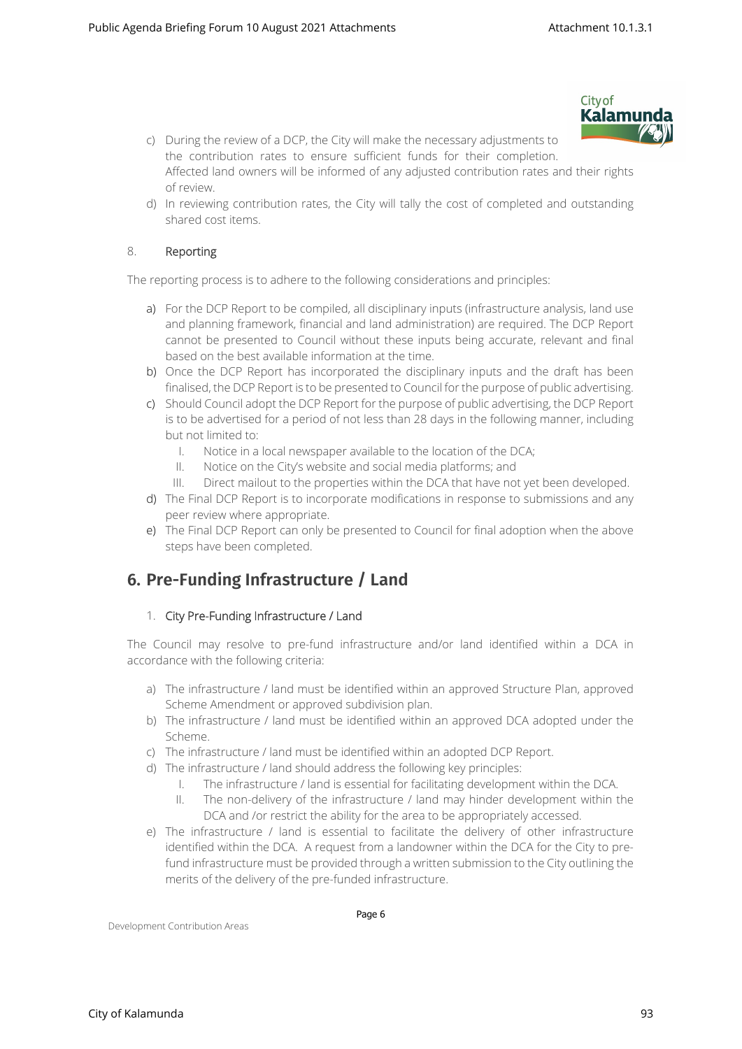c) During the review of a DCP, the City will make the necessary adjustments to the contribution rates to ensure sufficient funds for their completion. Affected land owners will be informed of any adjusted contribution rates and their rights of review.
d) In reviewing contribution rates, the City will tally the cost of completed and outstanding shared cost items.

8. Reporting

The reporting process is to adhere to the following considerations and principles:

a) For the DCP Report to be compiled, all disciplinary inputs (infrastructure analysis, land use and planning framework, financial and land administration) are required. The DCP Report cannot be presented to Council without these inputs being accurate, relevant and final based on the best available information at the time.
b) Once the DCP Report has incorporated the disciplinary inputs and the draft has been finalised, the DCP Report is to be presented to Council for the purpose of public advertising.
c) Should Council adopt the DCP Report for the purpose of public advertising, the DCP Report is to be advertised for a period of not less than 28 days in the following manner, including but not limited to:
   I. Notice in a local newspaper available to the location of the DCA;
   II. Notice on the City's website and social media platforms; and
   III. Direct mailout to the properties within the DCA that have not yet been developed.
d) The Final DCP Report is to incorporate modifications in response to submissions and any peer review where appropriate.
e) The Final DCP Report can only be presented to Council for final adoption when the above steps have been completed.

## 6. Pre-Funding Infrastructure / Land

1. City Pre-Funding Infrastructure / Land

The Council may resolve to pre-fund infrastructure and/or land identified within a DCA in accordance with the following criteria:

a) The infrastructure / land must be identified within an approved Structure Plan, approved Scheme Amendment or approved subdivision plan.
b) The infrastructure / land must be identified within an approved DCA adopted under the Scheme.
c) The infrastructure / land must be identified within an adopted DCP Report.
d) The infrastructure / land should address the following key principles:
   I. The infrastructure / land is essential for facilitating development within the DCA.
   II. The non-delivery of the infrastructure / land may hinder development within the DCA and /or restrict the ability for the area to be appropriately accessed.
e) The infrastructure / land is essential to facilitate the delivery of other infrastructure identified within the DCA. A request from a landowner within the DCA for the City to pre-fund infrastructure must be provided through a written submission to the City outlining the merits of the delivery of the pre-funded infrastructure.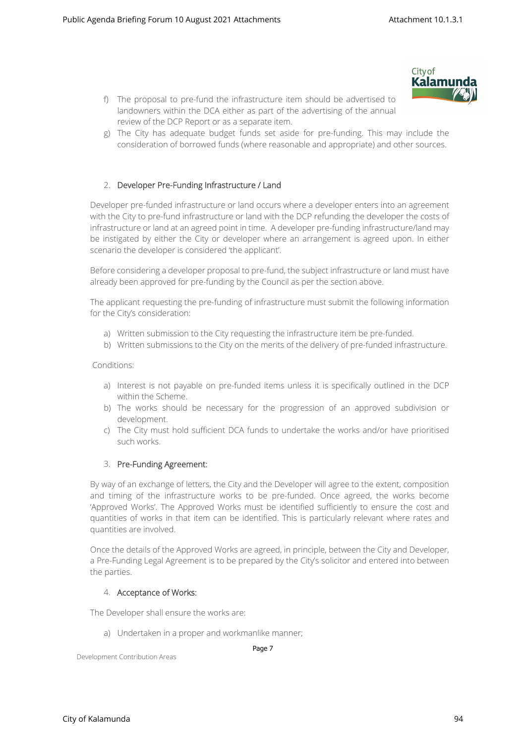f) The proposal to pre-fund the infrastructure item should be advertised to landowners within the DCA either as part of the advertising of the annual review of the DCP Report or as a separate item.

g) The City has adequate budget funds set aside for pre-funding. This may include the consideration of borrowed funds (where reasonable and appropriate) and other sources.

## 2. Developer Pre-Funding Infrastructure / Land

Developer pre-funded infrastructure or land occurs where a developer enters into an agreement with the City to pre-fund infrastructure or land with the DCP refunding the developer the costs of infrastructure or land at an agreed point in time. A developer pre-funding infrastructure/land may be instigated by either the City or developer where an arrangement is agreed upon. In either scenario the developer is considered 'the applicant'.

Before considering a developer proposal to pre-fund, the subject infrastructure or land must have already been approved for pre-funding by the Council as per the section above.

The applicant requesting the pre-funding of infrastructure must submit the following information for the City's consideration:

a) Written submission to the City requesting the infrastructure item be pre-funded.

b) Written submissions to the City on the merits of the delivery of pre-funded infrastructure.

Conditions:

a) Interest is not payable on pre-funded items unless it is specifically outlined in the DCP within the Scheme.

b) The works should be necessary for the progression of an approved subdivision or development.

c) The City must hold sufficient DCA funds to undertake the works and/or have prioritised such works.

## 3. Pre-Funding Agreement:

By way of an exchange of letters, the City and the Developer will agree to the extent, composition and timing of the infrastructure works to be pre-funded. Once agreed, the works become 'Approved Works'. The Approved Works must be identified sufficiently to ensure the cost and quantities of works in that item can be identified. This is particularly relevant where rates and quantities are involved.

Once the details of the Approved Works are agreed, in principle, between the City and Developer, a Pre-Funding Legal Agreement is to be prepared by the City's solicitor and entered into between the parties.

## 4. Acceptance of Works:

The Developer shall ensure the works are:

a) Undertaken in a proper and workmanlike manner;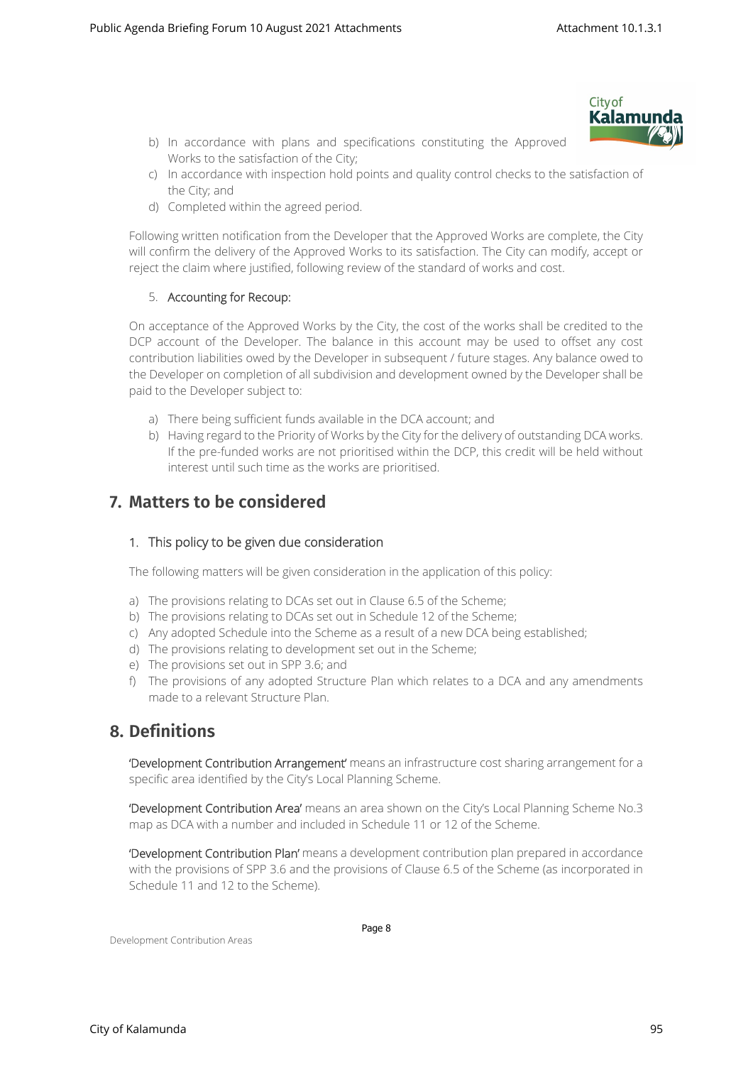b) In accordance with plans and specifications constituting the Approved Works to the satisfaction of the City;
c) In accordance with inspection hold points and quality control checks to the satisfaction of the City; and
d) Completed within the agreed period.

Following written notification from the Developer that the Approved Works are complete, the City will confirm the delivery of the Approved Works to its satisfaction. The City can modify, accept or reject the claim where justified, following review of the standard of works and cost.

5. **Accounting for Recoup:**

On acceptance of the Approved Works by the City, the cost of the works shall be credited to the DCP account of the Developer. The balance in this account may be used to offset any cost contribution liabilities owed by the Developer in subsequent / future stages. Any balance owed to the Developer on completion of all subdivision and development owned by the Developer shall be paid to the Developer subject to:

a) There being sufficient funds available in the DCA account; and
b) Having regard to the Priority of Works by the City for the delivery of outstanding DCA works. If the pre-funded works are not prioritised within the DCP, this credit will be held without interest until such time as the works are prioritised.

## 7. Matters to be considered

### 1. This policy to be given due consideration

The following matters will be given consideration in the application of this policy:

a) The provisions relating to DCAs set out in Clause 6.5 of the Scheme;
b) The provisions relating to DCAs set out in Schedule 12 of the Scheme;
c) Any adopted Schedule into the Scheme as a result of a new DCA being established;
d) The provisions relating to development set out in the Scheme;
e) The provisions set out in SPP 3.6; and
f) The provisions of any adopted Structure Plan which relates to a DCA and any amendments made to a relevant Structure Plan.

## 8. Definitions

**'Development Contribution Arrangement'** means an infrastructure cost sharing arrangement for a specific area identified by the City's Local Planning Scheme.

**'Development Contribution Area'** means an area shown on the City's Local Planning Scheme No.3 map as DCA with a number and included in Schedule 11 or 12 of the Scheme.

**'Development Contribution Plan'** means a development contribution plan prepared in accordance with the provisions of SPP 3.6 and the provisions of Clause 6.5 of the Scheme (as incorporated in Schedule 11 and 12 to the Scheme).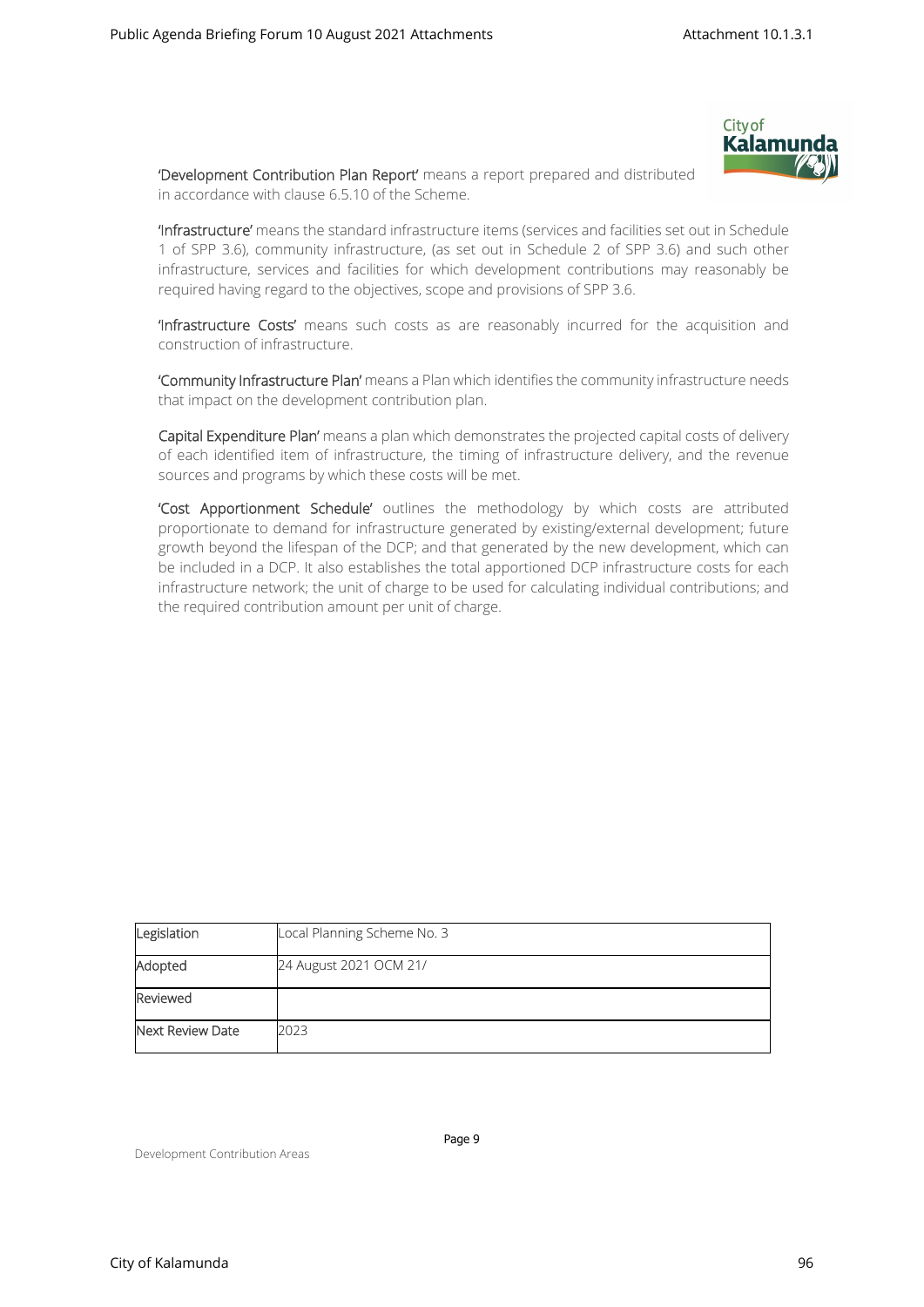**'Development Contribution Plan Report'** means a report prepared and distributed in accordance with clause 6.5.10 of the Scheme.

**'Infrastructure'** means the standard infrastructure items (services and facilities set out in Schedule 1 of SPP 3.6), community infrastructure, (as set out in Schedule 2 of SPP 3.6) and such other infrastructure, services and facilities for which development contributions may reasonably be required having regard to the objectives, scope and provisions of SPP 3.6.

**'Infrastructure Costs'** means such costs as are reasonably incurred for the acquisition and construction of infrastructure.

**'Community Infrastructure Plan'** means a Plan which identifies the community infrastructure needs that impact on the development contribution plan.

**Capital Expenditure Plan'** means a plan which demonstrates the projected capital costs of delivery of each identified item of infrastructure, the timing of infrastructure delivery, and the revenue sources and programs by which these costs will be met.

**'Cost Apportionment Schedule'** outlines the methodology by which costs are attributed proportionate to demand for infrastructure generated by existing/external development; future growth beyond the lifespan of the DCP; and that generated by the new development, which can be included in a DCP. It also establishes the total apportioned DCP infrastructure costs for each infrastructure network; the unit of charge to be used for calculating individual contributions; and the required contribution amount per unit of charge.

| | |
|---|---|
| Legislation | Local Planning Scheme No. 3 |
| Adopted | 24 August 2021 OCM 21/ |
| Reviewed | |
| Next Review Date | 2023 |